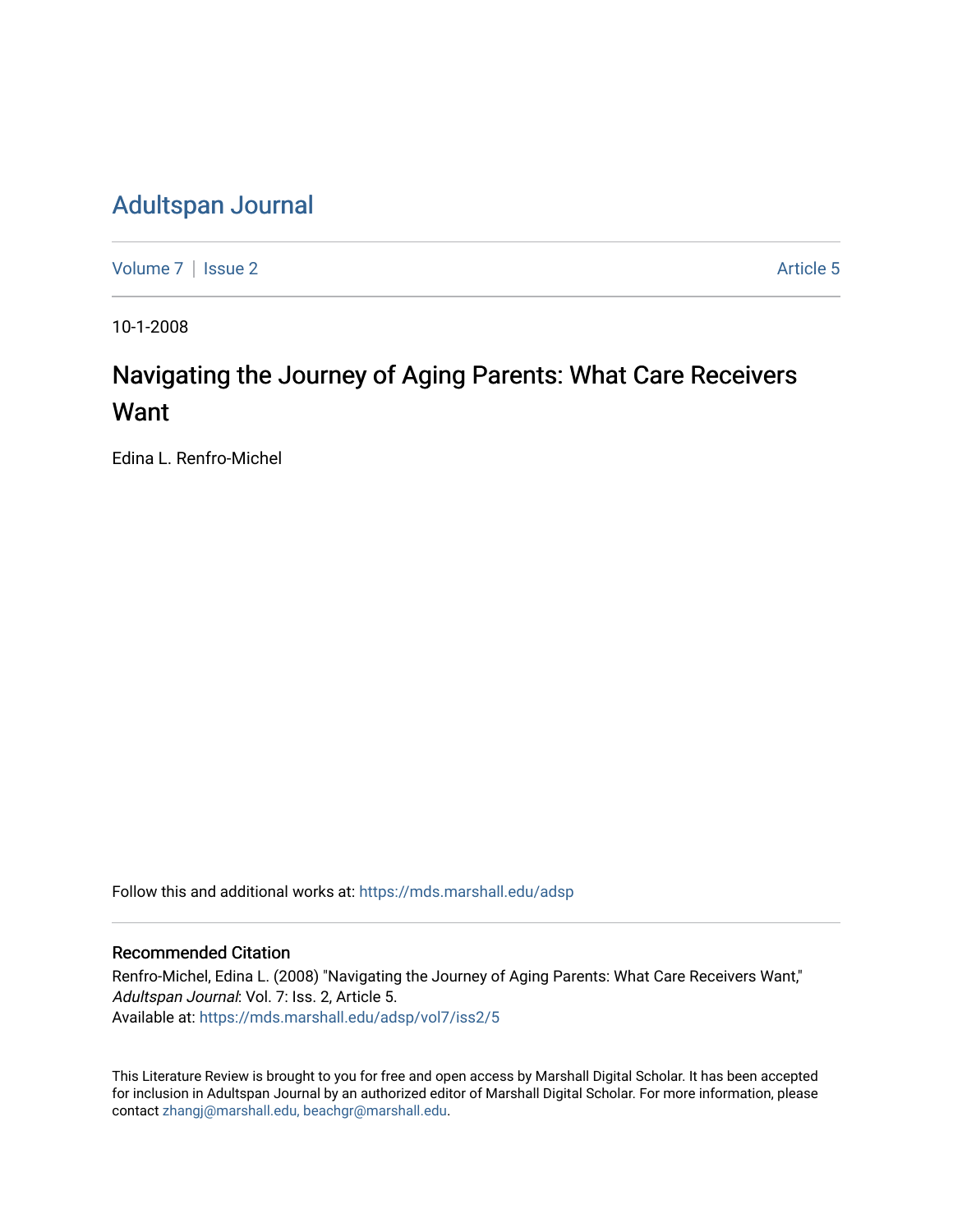# Adultspan Journal

Volume 7 | Issue 2 Article 5

10-1-2008

## Navigating the Journey of Aging Parents: What Care Receivers Want

Edina L. Renfro-Michel

Follow this and additional works at: https://mds.marshall.edu/adsp

### Recommended Citation

Renfro-Michel, Edina L. (2008) "Navigating the Journey of Aging Parents: What Care Receivers Want," *Adultspan Journal*: Vol. 7: Iss. 2, Article 5.
Available at: https://mds.marshall.edu/adsp/vol7/iss2/5

This Literature Review is brought to you for free and open access by Marshall Digital Scholar. It has been accepted for inclusion in Adultspan Journal by an authorized editor of Marshall Digital Scholar. For more information, please contact zhangj@marshall.edu, beachgr@marshall.edu.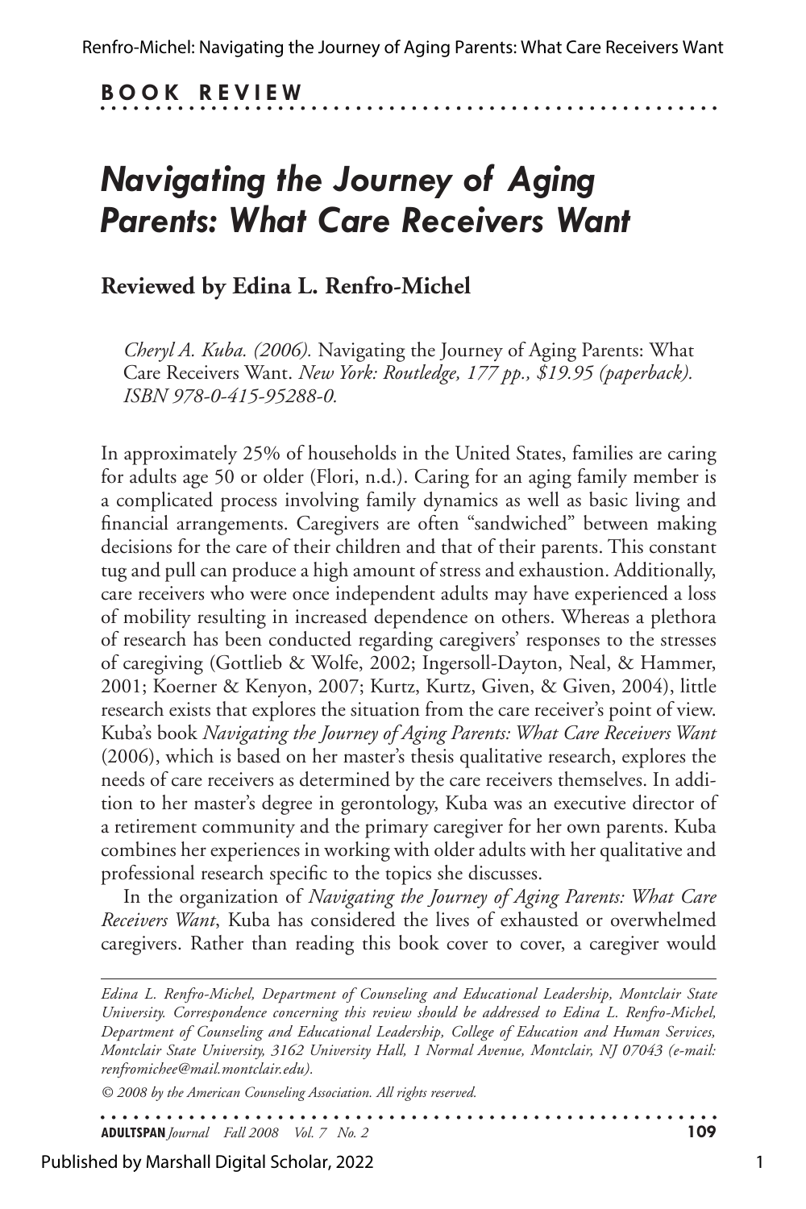**BOOK REVIEW**

# *Navigating the Journey of Aging Parents: What Care Receivers Want*

**Reviewed by Edina L. Renfro-Michel**

*Cheryl A. Kuba. (2006).* Navigating the Journey of Aging Parents: What Care Receivers Want. *New York: Routledge, 177 pp., $19.95 (paperback). ISBN 978-0-415-95288-0.*

In approximately 25% of households in the United States, families are caring for adults age 50 or older (Flori, n.d.). Caring for an aging family member is a complicated process involving family dynamics as well as basic living and financial arrangements. Caregivers are often "sandwiched" between making decisions for the care of their children and that of their parents. This constant tug and pull can produce a high amount of stress and exhaustion. Additionally, care receivers who were once independent adults may have experienced a loss of mobility resulting in increased dependence on others. Whereas a plethora of research has been conducted regarding caregivers' responses to the stresses of caregiving (Gottlieb & Wolfe, 2002; Ingersoll-Dayton, Neal, & Hammer, 2001; Koerner & Kenyon, 2007; Kurtz, Kurtz, Given, & Given, 2004), little research exists that explores the situation from the care receiver's point of view. Kuba's book *Navigating the Journey of Aging Parents: What Care Receivers Want* (2006), which is based on her master's thesis qualitative research, explores the needs of care receivers as determined by the care receivers themselves. In addition to her master's degree in gerontology, Kuba was an executive director of a retirement community and the primary caregiver for her own parents. Kuba combines her experiences in working with older adults with her qualitative and professional research specific to the topics she discusses.

In the organization of *Navigating the Journey of Aging Parents: What Care Receivers Want*, Kuba has considered the lives of exhausted or overwhelmed caregivers. Rather than reading this book cover to cover, a caregiver would

*Edina L. Renfro-Michel, Department of Counseling and Educational Leadership, Montclair State University. Correspondence concerning this review should be addressed to Edina L. Renfro-Michel, Department of Counseling and Educational Leadership, College of Education and Human Services, Montclair State University, 3162 University Hall, 1 Normal Avenue, Montclair, NJ 07043 (e-mail: renfromichee@mail.montclair.edu).*

*© 2008 by the American Counseling Association. All rights reserved.*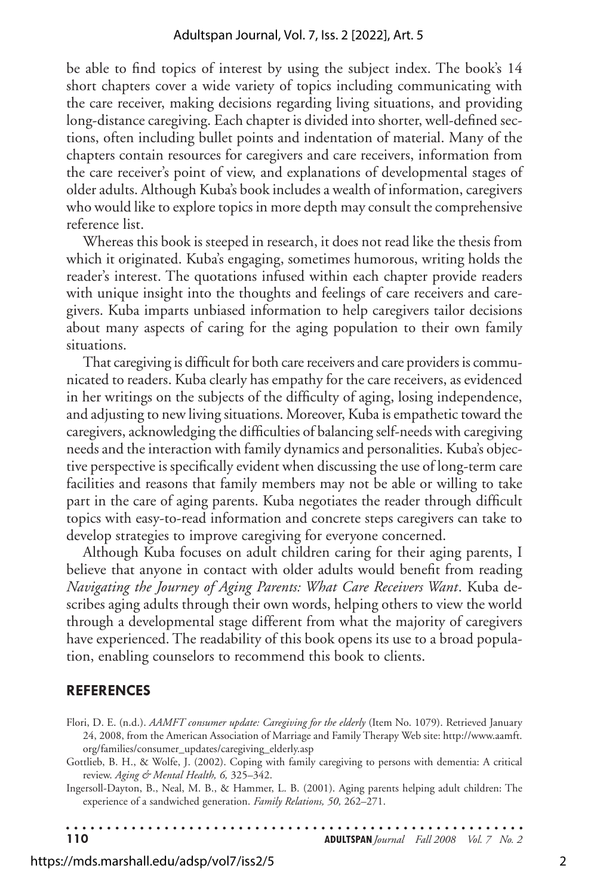be able to find topics of interest by using the subject index. The book's 14 short chapters cover a wide variety of topics including communicating with the care receiver, making decisions regarding living situations, and providing long-distance caregiving. Each chapter is divided into shorter, well-defined sections, often including bullet points and indentation of material. Many of the chapters contain resources for caregivers and care receivers, information from the care receiver's point of view, and explanations of developmental stages of older adults. Although Kuba's book includes a wealth of information, caregivers who would like to explore topics in more depth may consult the comprehensive reference list.

Whereas this book is steeped in research, it does not read like the thesis from which it originated. Kuba's engaging, sometimes humorous, writing holds the reader's interest. The quotations infused within each chapter provide readers with unique insight into the thoughts and feelings of care receivers and caregivers. Kuba imparts unbiased information to help caregivers tailor decisions about many aspects of caring for the aging population to their own family situations.

That caregiving is difficult for both care receivers and care providers is communicated to readers. Kuba clearly has empathy for the care receivers, as evidenced in her writings on the subjects of the difficulty of aging, losing independence, and adjusting to new living situations. Moreover, Kuba is empathetic toward the caregivers, acknowledging the difficulties of balancing self-needs with caregiving needs and the interaction with family dynamics and personalities. Kuba's objective perspective is specifically evident when discussing the use of long-term care facilities and reasons that family members may not be able or willing to take part in the care of aging parents. Kuba negotiates the reader through difficult topics with easy-to-read information and concrete steps caregivers can take to develop strategies to improve caregiving for everyone concerned.

Although Kuba focuses on adult children caring for their aging parents, I believe that anyone in contact with older adults would benefit from reading *Navigating the Journey of Aging Parents: What Care Receivers Want*. Kuba describes aging adults through their own words, helping others to view the world through a developmental stage different from what the majority of caregivers have experienced. The readability of this book opens its use to a broad population, enabling counselors to recommend this book to clients.

## REFERENCES

Flori, D. E. (n.d.). *AAMFT consumer update: Caregiving for the elderly* (Item No. 1079). Retrieved January 24, 2008, from the American Association of Marriage and Family Therapy Web site: http://www.aamft.org/families/consumer_updates/caregiving_elderly.asp

Gottlieb, B. H., & Wolfe, J. (2002). Coping with family caregiving to persons with dementia: A critical review. *Aging & Mental Health, 6,* 325–342.

Ingersoll-Dayton, B., Neal, M. B., & Hammer, L. B. (2001). Aging parents helping adult children: The experience of a sandwiched generation. *Family Relations, 50,* 262–271.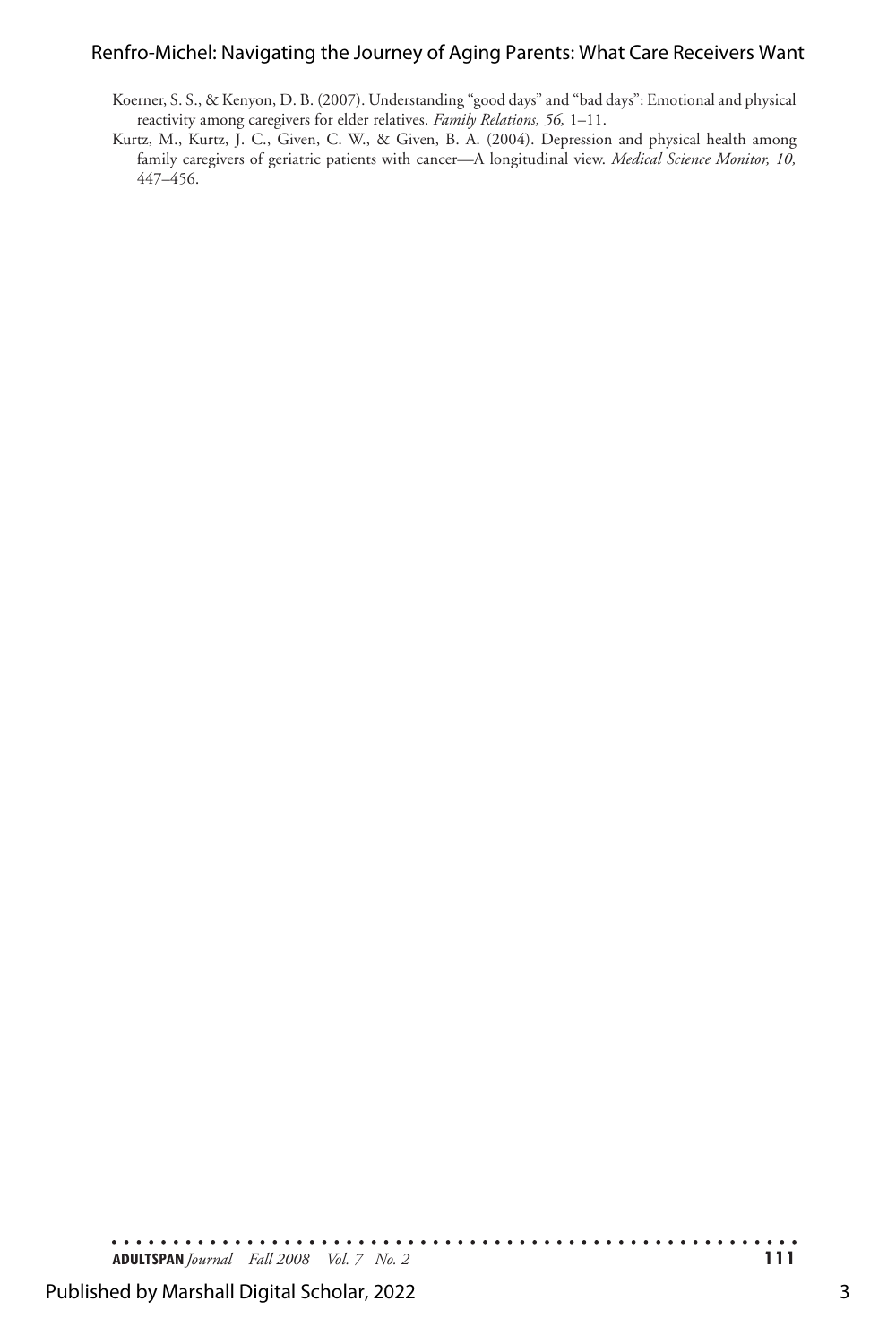Koerner, S. S., & Kenyon, D. B. (2007). Understanding "good days" and "bad days": Emotional and physical reactivity among caregivers for elder relatives. *Family Relations, 56,* 1–11.

Kurtz, M., Kurtz, J. C., Given, C. W., & Given, B. A. (2004). Depression and physical health among family caregivers of geriatric patients with cancer—A longitudinal view. *Medical Science Monitor, 10,* 447–456.